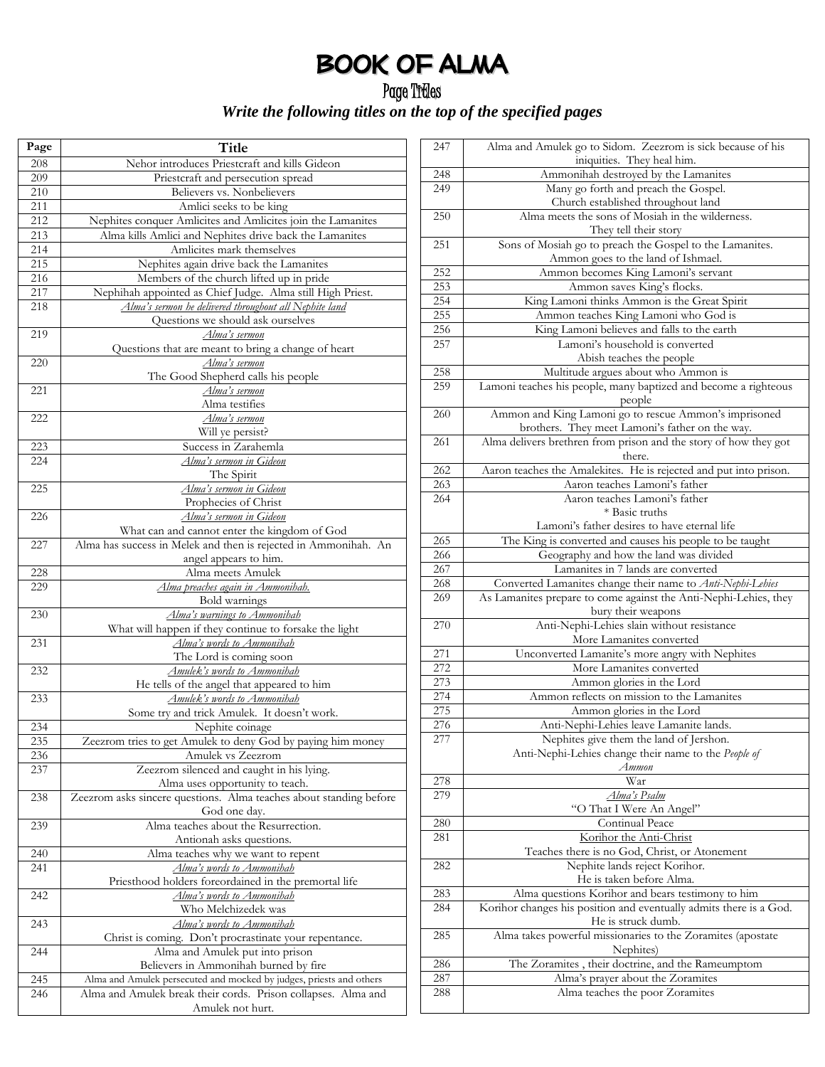# BOOK OF ALMA

## Page Titles

***Write the following titles on the top of the specified pages***

| Page | Title |
|---|---|
| 208 | Nehor introduces Priestcraft and kills Gideon |
| 209 | Priestcraft and persecution spread |
| 210 | Believers vs. Nonbelievers |
| 211 | Amlici seeks to be king |
| 212 | Nephites conquer Amlicites and Amlicites join the Lamanites |
| 213 | Alma kills Amlici and Nephites drive back the Lamanites |
| 214 | Amlicites mark themselves |
| 215 | Nephites again drive back the Lamanites |
| 216 | Members of the church lifted up in pride |
| 217 | Nephihah appointed as Chief Judge. Alma still High Priest. |
| 218 | <u>*Alma's sermon he delivered throughout all Nephite land*</u><br>Questions we should ask ourselves |
| 219 | <u>*Alma's sermon*</u><br>Questions that are meant to bring a change of heart |
| 220 | <u>*Alma's sermon*</u><br>The Good Shepherd calls his people |
| 221 | <u>*Alma's sermon*</u><br>Alma testifies |
| 222 | <u>*Alma's sermon*</u><br>Will ye persist? |
| 223 | Success in Zarahemla |
| 224 | <u>*Alma's sermon in Gideon*</u><br>The Spirit |
| 225 | <u>*Alma's sermon in Gideon*</u><br>Prophecies of Christ |
| 226 | <u>*Alma's sermon in Gideon*</u><br>What can and cannot enter the kingdom of God |
| 227 | Alma has success in Melek and then is rejected in Ammonihah. An angel appears to him. |
| 228 | Alma meets Amulek |
| 229 | <u>*Alma preaches again in Ammonihah.*</u><br>Bold warnings |
| 230 | <u>*Alma's warnings to Ammonihah*</u><br>What will happen if they continue to forsake the light |
| 231 | <u>*Alma's words to Ammonihah*</u><br>The Lord is coming soon |
| 232 | <u>*Amulek's words to Ammonihah*</u><br>He tells of the angel that appeared to him |
| 233 | <u>*Amulek's words to Ammonihah*</u><br>Some try and trick Amulek. It doesn't work. |
| 234 | Nephite coinage |
| 235 | Zeezrom tries to get Amulek to deny God by paying him money |
| 236 | Amulek vs Zeezrom |
| 237 | Zeezrom silenced and caught in his lying.<br>Alma uses opportunity to teach. |
| 238 | Zeezrom asks sincere questions. Alma teaches about standing before God one day. |
| 239 | Alma teaches about the Resurrection.<br>Antionah asks questions. |
| 240 | Alma teaches why we want to repent |
| 241 | <u>*Alma's words to Ammonihah*</u><br>Priesthood holders foreordained in the premortal life |
| 242 | <u>*Alma's words to Ammonihah*</u><br>Who Melchizedek was |
| 243 | <u>*Alma's words to Ammonihah*</u><br>Christ is coming. Don't procrastinate your repentance. |
| 244 | Alma and Amulek put into prison<br>Believers in Ammonihah burned by fire |
| 245 | Alma and Amulek persecuted and mocked by judges, priests and others |
| 246 | Alma and Amulek break their cords. Prison collapses. Alma and Amulek not hurt. |
| 247 | Alma and Amulek go to Sidom. Zeezrom is sick because of his iniquities. They heal him. |
| 248 | Ammonihah destroyed by the Lamanites |
| 249 | Many go forth and preach the Gospel.<br>Church established throughout land |
| 250 | Alma meets the sons of Mosiah in the wilderness.<br>They tell their story |
| 251 | Sons of Mosiah go to preach the Gospel to the Lamanites.<br>Ammon goes to the land of Ishmael. |
| 252 | Ammon becomes King Lamoni's servant |
| 253 | Ammon saves King's flocks. |
| 254 | King Lamoni thinks Ammon is the Great Spirit |
| 255 | Ammon teaches King Lamoni who God is |
| 256 | King Lamoni believes and falls to the earth |
| 257 | Lamoni's household is converted<br>Abish teaches the people |
| 258 | Multitude argues about who Ammon is |
| 259 | Lamoni teaches his people, many baptized and become a righteous people |
| 260 | Ammon and King Lamoni go to rescue Ammon's imprisoned brothers. They meet Lamoni's father on the way. |
| 261 | Alma delivers brethren from prison and the story of how they got there. |
| 262 | Aaron teaches the Amalekites. He is rejected and put into prison. |
| 263 | Aaron teaches Lamoni's father |
| 264 | Aaron teaches Lamoni's father<br>* Basic truths<br>Lamoni's father desires to have eternal life |
| 265 | The King is converted and causes his people to be taught |
| 266 | Geography and how the land was divided |
| 267 | Lamanites in 7 lands are converted |
| 268 | Converted Lamanites change their name to *Anti-Nephi-Lehies* |
| 269 | As Lamanites prepare to come against the Anti-Nephi-Lehies, they bury their weapons |
| 270 | Anti-Nephi-Lehies slain without resistance<br>More Lamanites converted |
| 271 | Unconverted Lamanite's more angry with Nephites |
| 272 | More Lamanites converted |
| 273 | Ammon glories in the Lord |
| 274 | Ammon reflects on mission to the Lamanites |
| 275 | Ammon glories in the Lord |
| 276 | Anti-Nephi-Lehies leave Lamanite lands. |
| 277 | Nephites give them the land of Jershon.<br>Anti-Nephi-Lehies change their name to the *People of Ammon* |
| 278 | War |
| 279 | <u>*Alma's Psalm*</u><br>"O That I Were An Angel" |
| 280 | Continual Peace |
| 281 | <u>Korihor the Anti-Christ</u><br>Teaches there is no God, Christ, or Atonement |
| 282 | Nephite lands reject Korihor.<br>He is taken before Alma. |
| 283 | Alma questions Korihor and bears testimony to him |
| 284 | Korihor changes his position and eventually admits there is a God. He is struck dumb. |
| 285 | Alma takes powerful missionaries to the Zoramites (apostate Nephites) |
| 286 | The Zoramites , their doctrine, and the Rameumptom |
| 287 | Alma's prayer about the Zoramites |
| 288 | Alma teaches the poor Zoramites |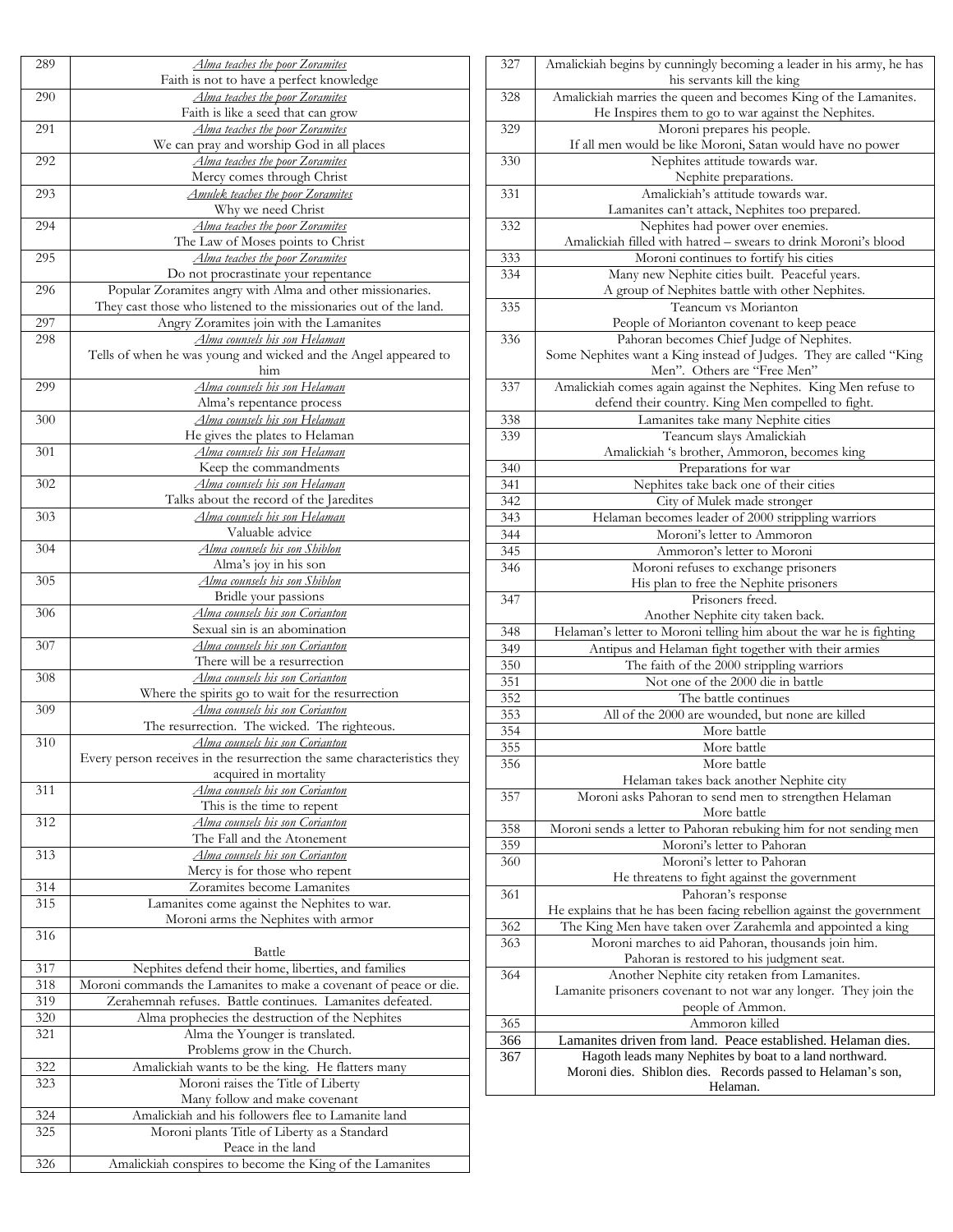| | |
|---|---|
| 289 | *Alma teaches the poor Zoramites*<br>Faith is not to have a perfect knowledge |
| 290 | *Alma teaches the poor Zoramites*<br>Faith is like a seed that can grow |
| 291 | *Alma teaches the poor Zoramites*<br>We can pray and worship God in all places |
| 292 | *Alma teaches the poor Zoramites*<br>Mercy comes through Christ |
| 293 | *Amulek teaches the poor Zoramites*<br>Why we need Christ |
| 294 | *Alma teaches the poor Zoramites*<br>The Law of Moses points to Christ |
| 295 | *Alma teaches the poor Zoramites*<br>Do not procrastinate your repentance |
| 296 | Popular Zoramites angry with Alma and other missionaries.<br>They cast those who listened to the missionaries out of the land. |
| 297 | Angry Zoramites join with the Lamanites |
| 298 | *Alma counsels his son Helaman*<br>Tells of when he was young and wicked and the Angel appeared to him |
| 299 | *Alma counsels his son Helaman*<br>Alma's repentance process |
| 300 | *Alma counsels his son Helaman*<br>He gives the plates to Helaman |
| 301 | *Alma counsels his son Helaman*<br>Keep the commandments |
| 302 | *Alma counsels his son Helaman*<br>Talks about the record of the Jaredites |
| 303 | *Alma counsels his son Helaman*<br>Valuable advice |
| 304 | *Alma counsels his son Shiblon*<br>Alma's joy in his son |
| 305 | *Alma counsels his son Shiblon*<br>Bridle your passions |
| 306 | *Alma counsels his son Corianton*<br>Sexual sin is an abomination |
| 307 | *Alma counsels his son Corianton*<br>There will be a resurrection |
| 308 | *Alma counsels his son Corianton*<br>Where the spirits go to wait for the resurrection |
| 309 | *Alma counsels his son Corianton*<br>The resurrection. The wicked. The righteous. |
| 310 | *Alma counsels his son Corianton*<br>Every person receives in the resurrection the same characteristics they acquired in mortality |
| 311 | *Alma counsels his son Corianton*<br>This is the time to repent |
| 312 | *Alma counsels his son Corianton*<br>The Fall and the Atonement |
| 313 | *Alma counsels his son Corianton*<br>Mercy is for those who repent |
| 314 | Zoramites become Lamanites |
| 315 | Lamanites come against the Nephites to war.<br>Moroni arms the Nephites with armor |
| 316 | Battle |
| 317 | Nephites defend their home, liberties, and families |
| 318 | Moroni commands the Lamanites to make a covenant of peace or die. |
| 319 | Zerahemnah refuses. Battle continues. Lamanites defeated. |
| 320 | Alma prophecies the destruction of the Nephites |
| 321 | Alma the Younger is translated.<br>Problems grow in the Church. |
| 322 | Amalickiah wants to be the king. He flatters many |
| 323 | Moroni raises the Title of Liberty<br>Many follow and make covenant |
| 324 | Amalickiah and his followers flee to Lamanite land |
| 325 | Moroni plants Title of Liberty as a Standard<br>Peace in the land |
| 326 | Amalickiah conspires to become the King of the Lamanites |
| 327 | Amalickiah begins by cunningly becoming a leader in his army, he has his servants kill the king |
| 328 | Amalickiah marries the queen and becomes King of the Lamanites.<br>He Inspires them to go to war against the Nephites. |
| 329 | Moroni prepares his people.<br>If all men would be like Moroni, Satan would have no power |
| 330 | Nephites attitude towards war.<br>Nephite preparations. |
| 331 | Amalickiah's attitude towards war.<br>Lamanites can't attack, Nephites too prepared. |
| 332 | Nephites had power over enemies.<br>Amalickiah filled with hatred – swears to drink Moroni's blood |
| 333 | Moroni continues to fortify his cities |
| 334 | Many new Nephite cities built. Peaceful years.<br>A group of Nephites battle with other Nephites. |
| 335 | Teancum vs Morianton<br>People of Morianton covenant to keep peace |
| 336 | Pahoran becomes Chief Judge of Nephites.<br>Some Nephites want a King instead of Judges. They are called "King Men". Others are "Free Men" |
| 337 | Amalickiah comes again against the Nephites. King Men refuse to defend their country. King Men compelled to fight. |
| 338 | Lamanites take many Nephite cities |
| 339 | Teancum slays Amalickiah<br>Amalickiah 's brother, Ammoron, becomes king |
| 340 | Preparations for war |
| 341 | Nephites take back one of their cities |
| 342 | City of Mulek made stronger |
| 343 | Helaman becomes leader of 2000 strippling warriors |
| 344 | Moroni's letter to Ammoron |
| 345 | Ammoron's letter to Moroni |
| 346 | Moroni refuses to exchange prisoners<br>His plan to free the Nephite prisoners |
| 347 | Prisoners freed.<br>Another Nephite city taken back. |
| 348 | Helaman's letter to Moroni telling him about the war he is fighting |
| 349 | Antipus and Helaman fight together with their armies |
| 350 | The faith of the 2000 strippling warriors |
| 351 | Not one of the 2000 die in battle |
| 352 | The battle continues |
| 353 | All of the 2000 are wounded, but none are killed |
| 354 | More battle |
| 355 | More battle |
| 356 | More battle<br>Helaman takes back another Nephite city |
| 357 | Moroni asks Pahoran to send men to strengthen Helaman<br>More battle |
| 358 | Moroni sends a letter to Pahoran rebuking him for not sending men |
| 359 | Moroni's letter to Pahoran |
| 360 | Moroni's letter to Pahoran<br>He threatens to fight against the government |
| 361 | Pahoran's response<br>He explains that he has been facing rebellion against the government |
| 362 | The King Men have taken over Zarahemla and appointed a king |
| 363 | Moroni marches to aid Pahoran, thousands join him.<br>Pahoran is restored to his judgment seat. |
| 364 | Another Nephite city retaken from Lamanites.<br>Lamanite prisoners covenant to not war any longer. They join the people of Ammon. |
| 365 | Ammoron killed |
| 366 | Lamanites driven from land. Peace established. Helaman dies. |
| 367 | Hagoth leads many Nephites by boat to a land northward.<br>Moroni dies. Shiblon dies. Records passed to Helaman's son, Helaman. |